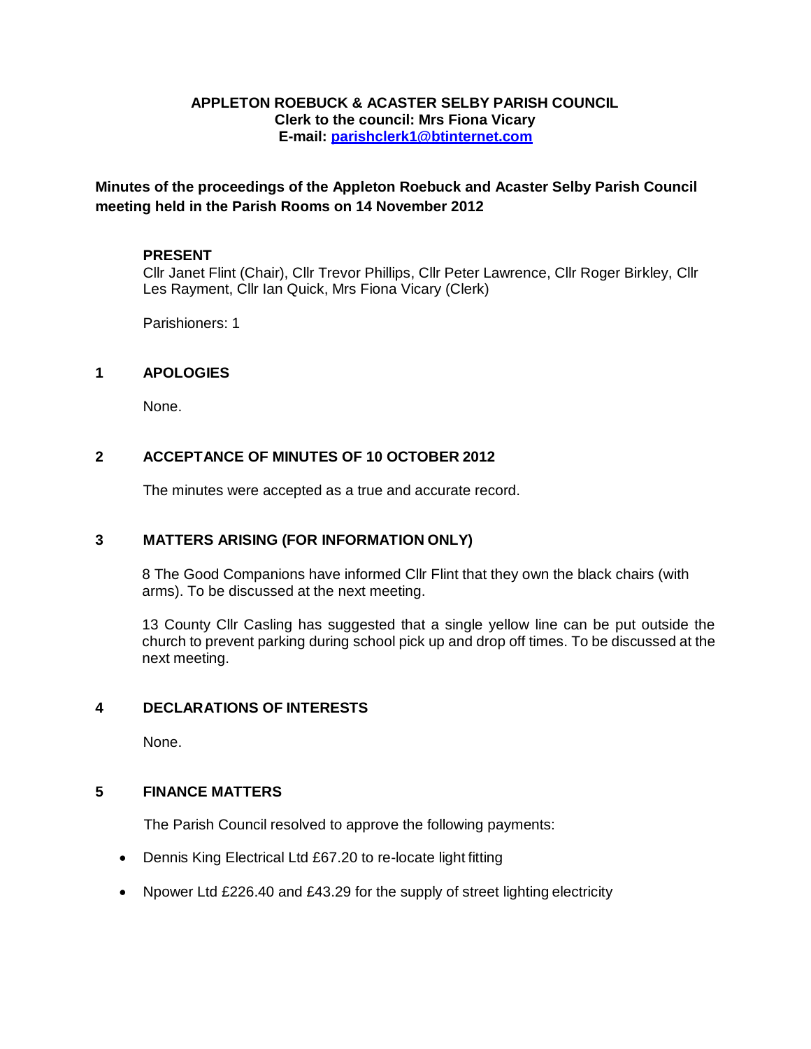**APPLETON ROEBUCK & ACASTER SELBY PARISH COUNCIL**
**Clerk to the council: Mrs Fiona Vicary**
**E-mail: parishclerk1@btinternet.com**

**Minutes of the proceedings of the Appleton Roebuck and Acaster Selby Parish Council meeting held in the Parish Rooms on 14 November 2012**

**PRESENT**
Cllr Janet Flint (Chair), Cllr Trevor Phillips, Cllr Peter Lawrence, Cllr Roger Birkley, Cllr Les Rayment, Cllr Ian Quick, Mrs Fiona Vicary (Clerk)

Parishioners: 1

## 1 APOLOGIES

None.

## 2 ACCEPTANCE OF MINUTES OF 10 OCTOBER 2012

The minutes were accepted as a true and accurate record.

## 3 MATTERS ARISING (FOR INFORMATION ONLY)

8 The Good Companions have informed Cllr Flint that they own the black chairs (with arms). To be discussed at the next meeting.

13 County Cllr Casling has suggested that a single yellow line can be put outside the church to prevent parking during school pick up and drop off times. To be discussed at the next meeting.

## 4 DECLARATIONS OF INTERESTS

None.

## 5 FINANCE MATTERS

The Parish Council resolved to approve the following payments:

- Dennis King Electrical Ltd £67.20 to re-locate light fitting
- Npower Ltd £226.40 and £43.29 for the supply of street lighting electricity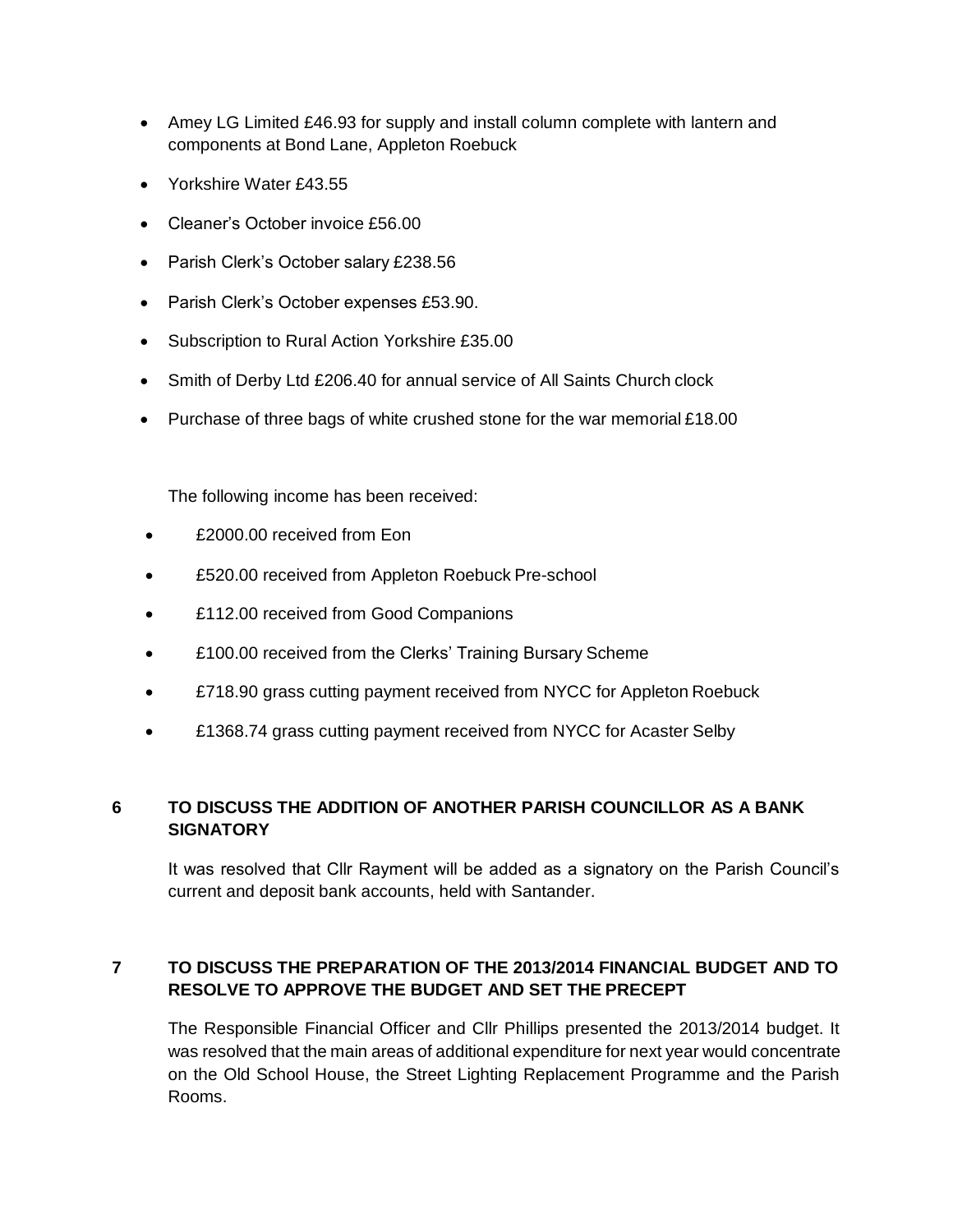- Amey LG Limited £46.93 for supply and install column complete with lantern and components at Bond Lane, Appleton Roebuck
- Yorkshire Water £43.55
- Cleaner's October invoice £56.00
- Parish Clerk's October salary £238.56
- Parish Clerk's October expenses £53.90.
- Subscription to Rural Action Yorkshire £35.00
- Smith of Derby Ltd £206.40 for annual service of All Saints Church clock
- Purchase of three bags of white crushed stone for the war memorial £18.00

The following income has been received:

- £2000.00 received from Eon
- £520.00 received from Appleton Roebuck Pre-school
- £112.00 received from Good Companions
- £100.00 received from the Clerks' Training Bursary Scheme
- £718.90 grass cutting payment received from NYCC for Appleton Roebuck
- £1368.74 grass cutting payment received from NYCC for Acaster Selby

## 6 TO DISCUSS THE ADDITION OF ANOTHER PARISH COUNCILLOR AS A BANK SIGNATORY

It was resolved that Cllr Rayment will be added as a signatory on the Parish Council's current and deposit bank accounts, held with Santander.

## 7 TO DISCUSS THE PREPARATION OF THE 2013/2014 FINANCIAL BUDGET AND TO RESOLVE TO APPROVE THE BUDGET AND SET THE PRECEPT

The Responsible Financial Officer and Cllr Phillips presented the 2013/2014 budget. It was resolved that the main areas of additional expenditure for next year would concentrate on the Old School House, the Street Lighting Replacement Programme and the Parish Rooms.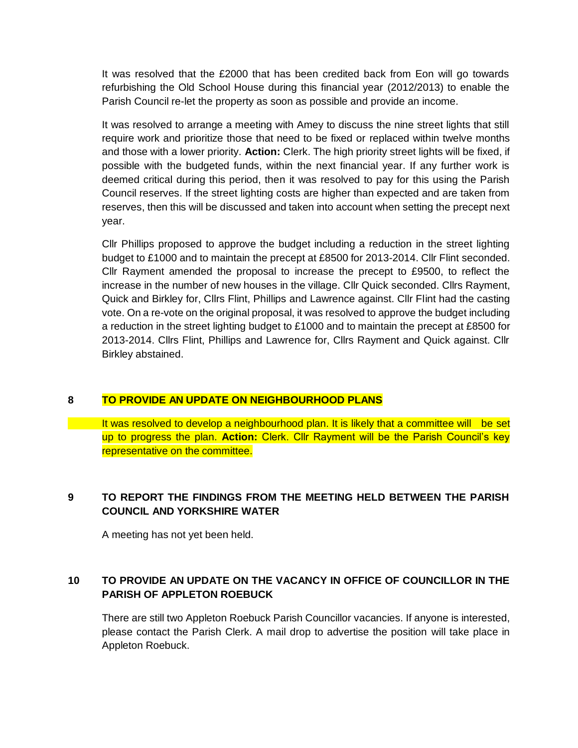It was resolved that the £2000 that has been credited back from Eon will go towards refurbishing the Old School House during this financial year (2012/2013) to enable the Parish Council re-let the property as soon as possible and provide an income.

It was resolved to arrange a meeting with Amey to discuss the nine street lights that still require work and prioritize those that need to be fixed or replaced within twelve months and those with a lower priority. **Action:** Clerk. The high priority street lights will be fixed, if possible with the budgeted funds, within the next financial year. If any further work is deemed critical during this period, then it was resolved to pay for this using the Parish Council reserves. If the street lighting costs are higher than expected and are taken from reserves, then this will be discussed and taken into account when setting the precept next year.

Cllr Phillips proposed to approve the budget including a reduction in the street lighting budget to £1000 and to maintain the precept at £8500 for 2013-2014. Cllr Flint seconded. Cllr Rayment amended the proposal to increase the precept to £9500, to reflect the increase in the number of new houses in the village. Cllr Quick seconded. Cllrs Rayment, Quick and Birkley for, Cllrs Flint, Phillips and Lawrence against. Cllr Flint had the casting vote. On a re-vote on the original proposal, it was resolved to approve the budget including a reduction in the street lighting budget to £1000 and to maintain the precept at £8500 for 2013-2014. Cllrs Flint, Phillips and Lawrence for, Cllrs Rayment and Quick against. Cllr Birkley abstained.

## 8 TO PROVIDE AN UPDATE ON NEIGHBOURHOOD PLANS

It was resolved to develop a neighbourhood plan. It is likely that a committee will be set up to progress the plan. **Action:** Clerk. Cllr Rayment will be the Parish Council's key representative on the committee.

## 9 TO REPORT THE FINDINGS FROM THE MEETING HELD BETWEEN THE PARISH COUNCIL AND YORKSHIRE WATER

A meeting has not yet been held.

## 10 TO PROVIDE AN UPDATE ON THE VACANCY IN OFFICE OF COUNCILLOR IN THE PARISH OF APPLETON ROEBUCK

There are still two Appleton Roebuck Parish Councillor vacancies. If anyone is interested, please contact the Parish Clerk. A mail drop to advertise the position will take place in Appleton Roebuck.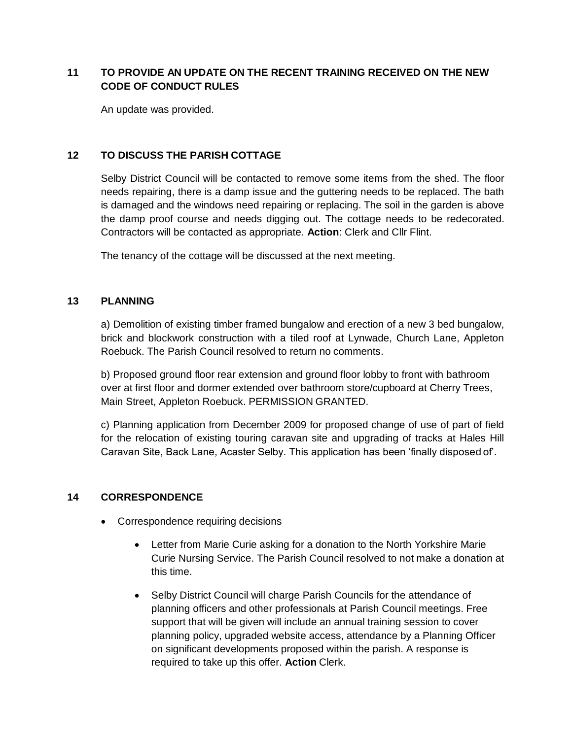## 11 TO PROVIDE AN UPDATE ON THE RECENT TRAINING RECEIVED ON THE NEW CODE OF CONDUCT RULES

An update was provided.

## 12 TO DISCUSS THE PARISH COTTAGE

Selby District Council will be contacted to remove some items from the shed. The floor needs repairing, there is a damp issue and the guttering needs to be replaced. The bath is damaged and the windows need repairing or replacing. The soil in the garden is above the damp proof course and needs digging out. The cottage needs to be redecorated. Contractors will be contacted as appropriate. **Action**: Clerk and Cllr Flint.

The tenancy of the cottage will be discussed at the next meeting.

## 13 PLANNING

a) Demolition of existing timber framed bungalow and erection of a new 3 bed bungalow, brick and blockwork construction with a tiled roof at Lynwade, Church Lane, Appleton Roebuck. The Parish Council resolved to return no comments.

b) Proposed ground floor rear extension and ground floor lobby to front with bathroom over at first floor and dormer extended over bathroom store/cupboard at Cherry Trees, Main Street, Appleton Roebuck. PERMISSION GRANTED.

c) Planning application from December 2009 for proposed change of use of part of field for the relocation of existing touring caravan site and upgrading of tracks at Hales Hill Caravan Site, Back Lane, Acaster Selby. This application has been 'finally disposed of'.

## 14 CORRESPONDENCE

- Correspondence requiring decisions
  - Letter from Marie Curie asking for a donation to the North Yorkshire Marie Curie Nursing Service. The Parish Council resolved to not make a donation at this time.
  - Selby District Council will charge Parish Councils for the attendance of planning officers and other professionals at Parish Council meetings. Free support that will be given will include an annual training session to cover planning policy, upgraded website access, attendance by a Planning Officer on significant developments proposed within the parish. A response is required to take up this offer. **Action** Clerk.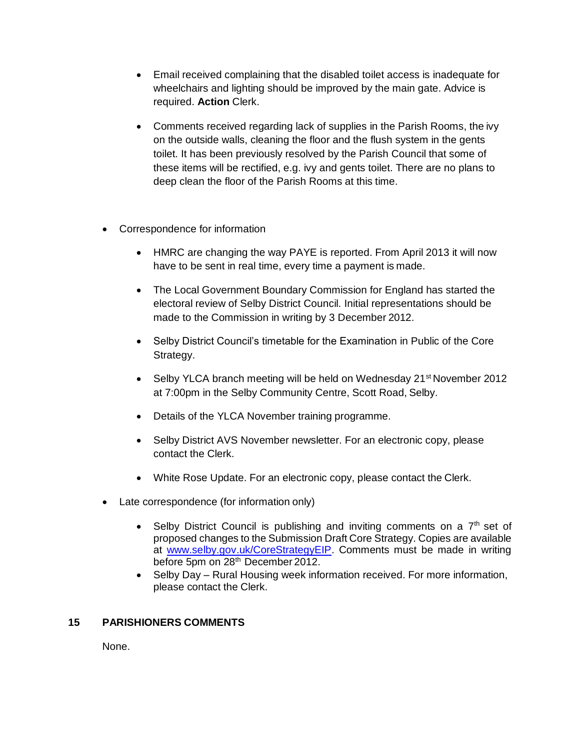- Email received complaining that the disabled toilet access is inadequate for wheelchairs and lighting should be improved by the main gate. Advice is required. **Action** Clerk.

- Comments received regarding lack of supplies in the Parish Rooms, the ivy on the outside walls, cleaning the floor and the flush system in the gents toilet. It has been previously resolved by the Parish Council that some of these items will be rectified, e.g. ivy and gents toilet. There are no plans to deep clean the floor of the Parish Rooms at this time.

- Correspondence for information

  - HMRC are changing the way PAYE is reported. From April 2013 it will now have to be sent in real time, every time a payment is made.

  - The Local Government Boundary Commission for England has started the electoral review of Selby District Council. Initial representations should be made to the Commission in writing by 3 December 2012.

  - Selby District Council's timetable for the Examination in Public of the Core Strategy.

  - Selby YLCA branch meeting will be held on Wednesday 21st November 2012 at 7:00pm in the Selby Community Centre, Scott Road, Selby.

  - Details of the YLCA November training programme.

  - Selby District AVS November newsletter. For an electronic copy, please contact the Clerk.

  - White Rose Update. For an electronic copy, please contact the Clerk.

- Late correspondence (for information only)

  - Selby District Council is publishing and inviting comments on a 7th set of proposed changes to the Submission Draft Core Strategy. Copies are available at [www.selby.gov.uk/CoreStrategyEIP](http://www.selby.gov.uk/CoreStrategyEIP). Comments must be made in writing before 5pm on 28th December 2012.
  - Selby Day – Rural Housing week information received. For more information, please contact the Clerk.

## 15 PARISHIONERS COMMENTS

None.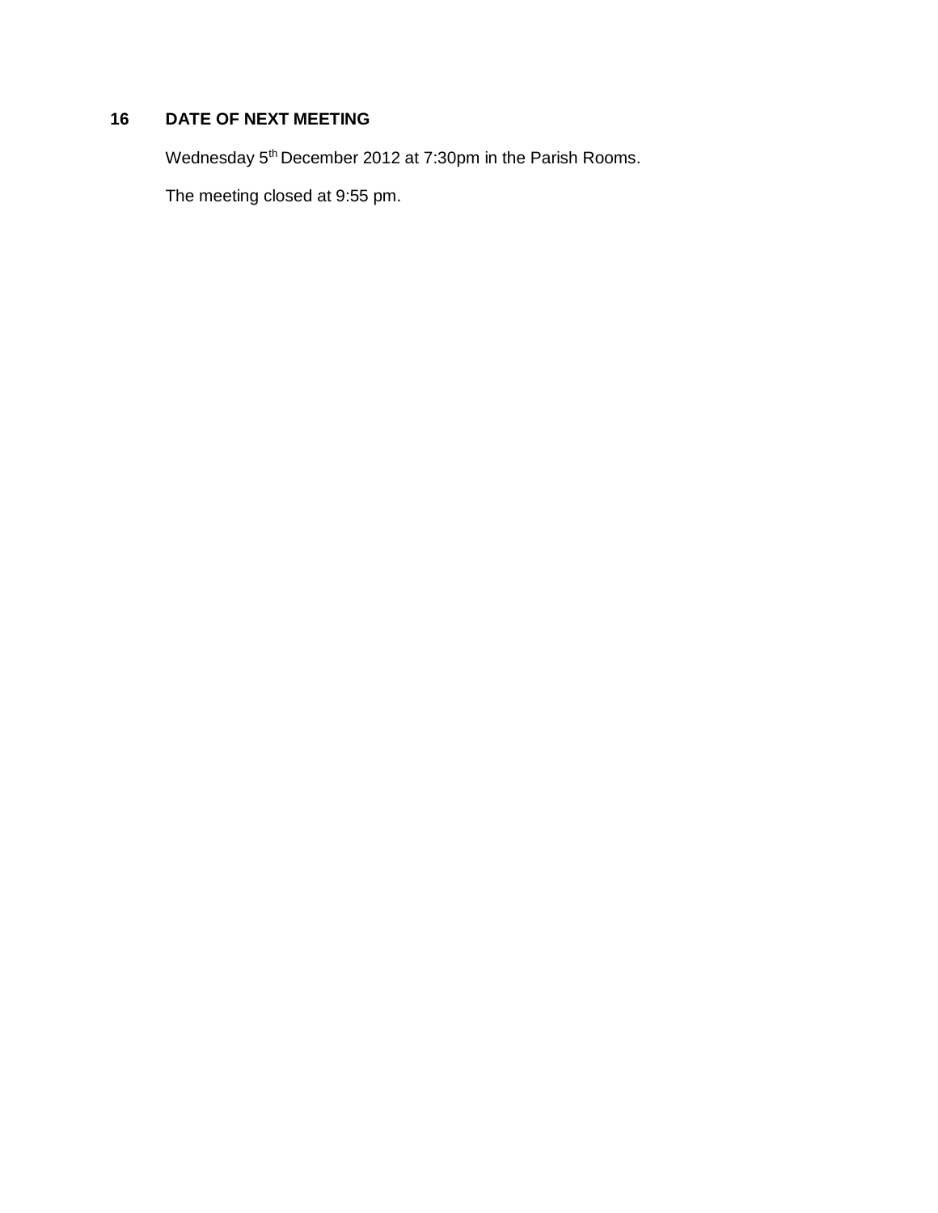## 16 DATE OF NEXT MEETING

Wednesday 5th December 2012 at 7:30pm in the Parish Rooms.

The meeting closed at 9:55 pm.